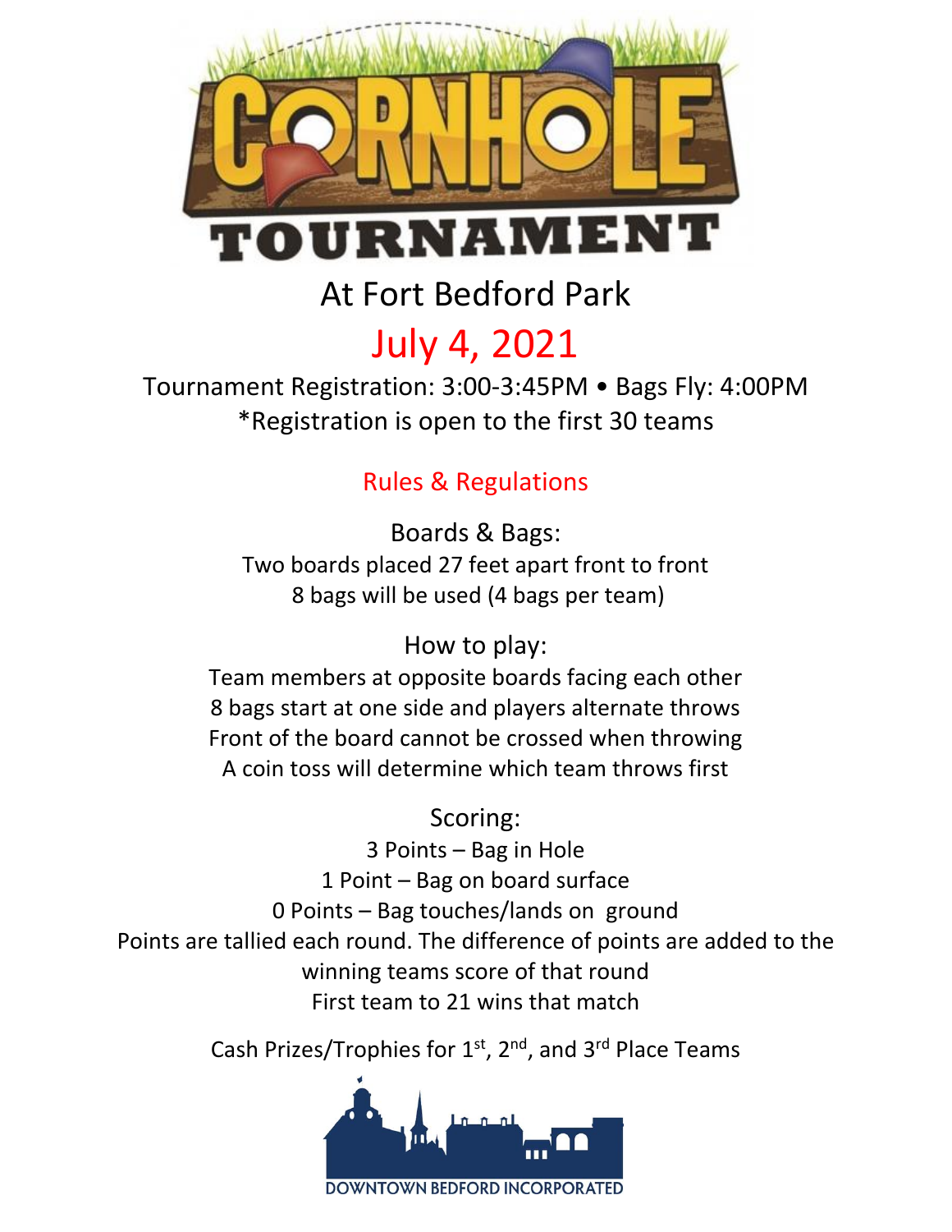# CORNHOLE TOURNAMENT

## At Fort Bedford Park

## July 4, 2021

Tournament Registration: 3:00-3:45PM • Bags Fly: 4:00PM

*Registration is open to the first 30 teams

### Rules & Regulations

**Boards & Bags:**

Two boards placed 27 feet apart front to front

8 bags will be used (4 bags per team)

**How to play:**

Team members at opposite boards facing each other

8 bags start at one side and players alternate throws

Front of the board cannot be crossed when throwing

A coin toss will determine which team throws first

**Scoring:**

3 Points – Bag in Hole

1 Point – Bag on board surface

0 Points – Bag touches/lands on ground

Points are tallied each round. The difference of points are added to the winning teams score of that round

First team to 21 wins that match

Cash Prizes/Trophies for 1st, 2nd, and 3rd Place Teams

DOWNTOWN BEDFORD INCORPORATED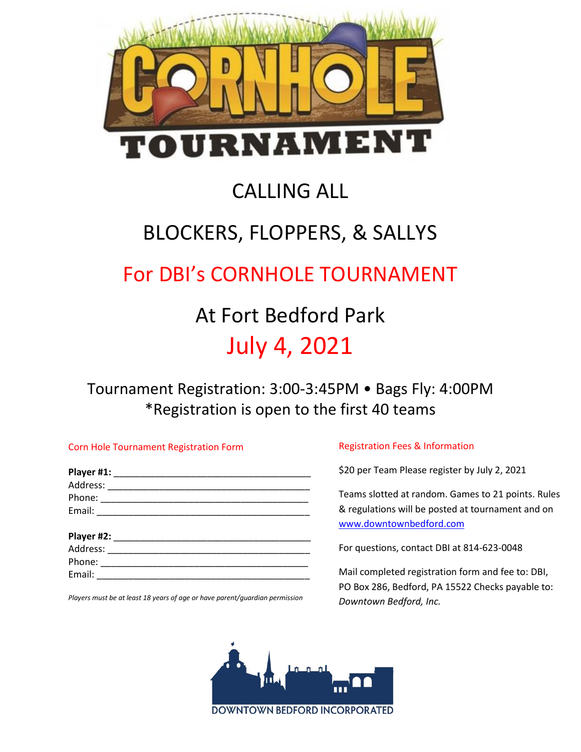# CORNHOLE TOURNAMENT

## CALLING ALL

## BLOCKERS, FLOPPERS, & SALLYS

## For DBI's CORNHOLE TOURNAMENT

## At Fort Bedford Park

## July 4, 2021

Tournament Registration: 3:00-3:45PM • Bags Fly: 4:00PM
*Registration is open to the first 40 teams

### Corn Hole Tournament Registration Form

**Player #1:** ______________________________________
Address: ______________________________________
Phone: ______________________________________
Email: ______________________________________

**Player #2:** ______________________________________
Address: ______________________________________
Phone: ______________________________________
Email: ______________________________________

*Players must be at least 18 years of age or have parent/guardian permission*

### Registration Fees & Information

$20 per Team Please register by July 2, 2021

Teams slotted at random. Games to 21 points. Rules & regulations will be posted at tournament and on [www.downtownbedford.com](http://www.downtownbedford.com)

For questions, contact DBI at 814-623-0048

Mail completed registration form and fee to: DBI, PO Box 286, Bedford, PA 15522 Checks payable to: *Downtown Bedford, Inc.*

DOWNTOWN BEDFORD INCORPORATED